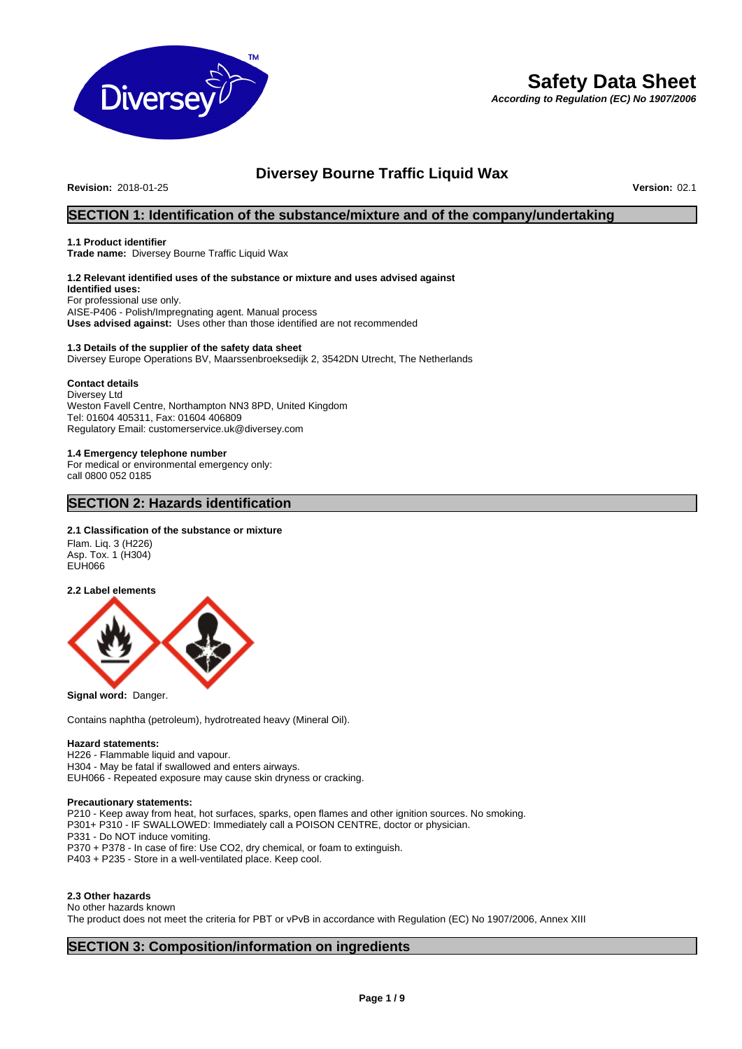# Safety Data Sheet

***According to Regulation (EC) No 1907/2006***

## Diversey Bourne Traffic Liquid Wax

**Revision:** 2018-01-25 **Version:** 02.1

## SECTION 1: Identification of the substance/mixture and of the company/undertaking

**1.1 Product identifier**
**Trade name:** Diversey Bourne Traffic Liquid Wax

**1.2 Relevant identified uses of the substance or mixture and uses advised against**
**Identified uses:**
For professional use only.
AISE-P406 - Polish/Impregnating agent. Manual process
**Uses advised against:** Uses other than those identified are not recommended

**1.3 Details of the supplier of the safety data sheet**
Diversey Europe Operations BV, Maarssenbroeksedijk 2, 3542DN Utrecht, The Netherlands

**Contact details**
Diversey Ltd
Weston Favell Centre, Northampton NN3 8PD, United Kingdom
Tel: 01604 405311, Fax: 01604 406809
Regulatory Email: customerservice.uk@diversey.com

**1.4 Emergency telephone number**
For medical or environmental emergency only:
call 0800 052 0185

## SECTION 2: Hazards identification

**2.1 Classification of the substance or mixture**
Flam. Liq. 3 (H226)
Asp. Tox. 1 (H304)
EUH066

**2.2 Label elements**

**Signal word:** Danger.

Contains naphtha (petroleum), hydrotreated heavy (Mineral Oil).

**Hazard statements:**
H226 - Flammable liquid and vapour.
H304 - May be fatal if swallowed and enters airways.
EUH066 - Repeated exposure may cause skin dryness or cracking.

**Precautionary statements:**
P210 - Keep away from heat, hot surfaces, sparks, open flames and other ignition sources. No smoking.
P301+ P310 - IF SWALLOWED: Immediately call a POISON CENTRE, doctor or physician.
P331 - Do NOT induce vomiting.
P370 + P378 - In case of fire: Use $CO_2$, dry chemical, or foam to extinguish.
P403 + P235 - Store in a well-ventilated place. Keep cool.

**2.3 Other hazards**
No other hazards known
The product does not meet the criteria for PBT or vPvB in accordance with Regulation (EC) No 1907/2006, Annex XIII

## SECTION 3: Composition/information on ingredients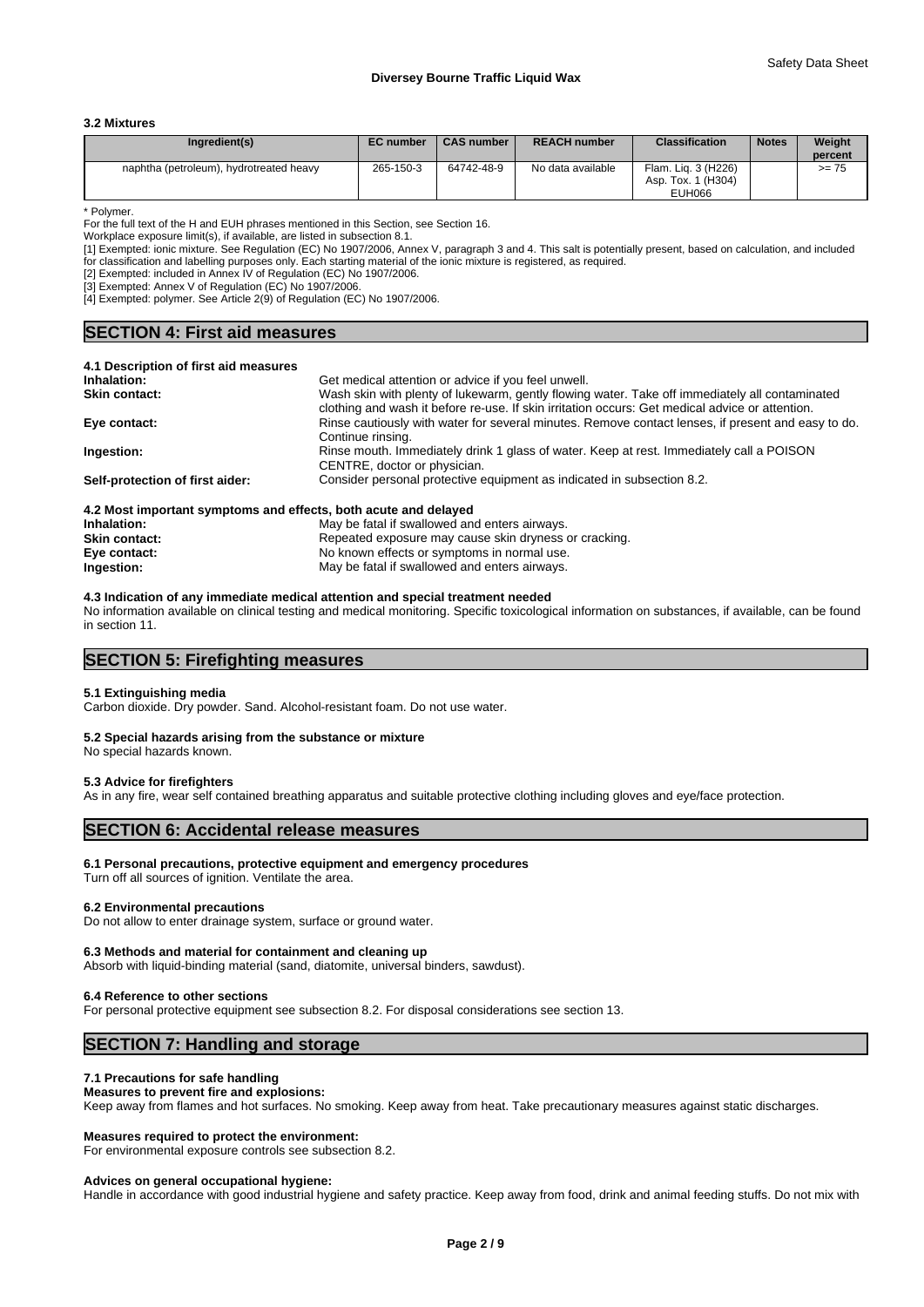### 3.2 Mixtures

| Ingredient(s) | EC number | CAS number | REACH number | Classification | Notes | Weight percent |
|---|---|---|---|---|---|---|
| naphtha (petroleum), hydrotreated heavy | 265-150-3 | 64742-48-9 | No data available | Flam. Liq. 3 (H226) Asp. Tox. 1 (H304) EUH066 | | >= 75 |

\* Polymer.

For the full text of the H and EUH phrases mentioned in this Section, see Section 16.

Workplace exposure limit(s), if available, are listed in subsection 8.1.

[1] Exempted: ionic mixture. See Regulation (EC) No 1907/2006, Annex V, paragraph 3 and 4. This salt is potentially present, based on calculation, and included for classification and labelling purposes only. Each starting material of the ionic mixture is registered, as required.

[2] Exempted: included in Annex IV of Regulation (EC) No 1907/2006.

[3] Exempted: Annex V of Regulation (EC) No 1907/2006.

[4] Exempted: polymer. See Article 2(9) of Regulation (EC) No 1907/2006.

## SECTION 4: First aid measures

### 4.1 Description of first aid measures

**Inhalation:** Get medical attention or advice if you feel unwell.

**Skin contact:** Wash skin with plenty of lukewarm, gently flowing water. Take off immediately all contaminated clothing and wash it before re-use. If skin irritation occurs: Get medical advice or attention.

**Eye contact:** Rinse cautiously with water for several minutes. Remove contact lenses, if present and easy to do. Continue rinsing.

**Ingestion:** Rinse mouth. Immediately drink 1 glass of water. Keep at rest. Immediately call a POISON CENTRE, doctor or physician.

**Self-protection of first aider:** Consider personal protective equipment as indicated in subsection 8.2.

### 4.2 Most important symptoms and effects, both acute and delayed

**Inhalation:** May be fatal if swallowed and enters airways.

**Skin contact:** Repeated exposure may cause skin dryness or cracking.

**Eye contact:** No known effects or symptoms in normal use.

**Ingestion:** May be fatal if swallowed and enters airways.

### 4.3 Indication of any immediate medical attention and special treatment needed

No information available on clinical testing and medical monitoring. Specific toxicological information on substances, if available, can be found in section 11.

## SECTION 5: Firefighting measures

### 5.1 Extinguishing media

Carbon dioxide. Dry powder. Sand. Alcohol-resistant foam. Do not use water.

### 5.2 Special hazards arising from the substance or mixture

No special hazards known.

### 5.3 Advice for firefighters

As in any fire, wear self contained breathing apparatus and suitable protective clothing including gloves and eye/face protection.

## SECTION 6: Accidental release measures

### 6.1 Personal precautions, protective equipment and emergency procedures

Turn off all sources of ignition. Ventilate the area.

### 6.2 Environmental precautions

Do not allow to enter drainage system, surface or ground water.

### 6.3 Methods and material for containment and cleaning up

Absorb with liquid-binding material (sand, diatomite, universal binders, sawdust).

### 6.4 Reference to other sections

For personal protective equipment see subsection 8.2. For disposal considerations see section 13.

## SECTION 7: Handling and storage

### 7.1 Precautions for safe handling

**Measures to prevent fire and explosions:**

Keep away from flames and hot surfaces. No smoking. Keep away from heat. Take precautionary measures against static discharges.

**Measures required to protect the environment:**

For environmental exposure controls see subsection 8.2.

**Advices on general occupational hygiene:**

Handle in accordance with good industrial hygiene and safety practice. Keep away from food, drink and animal feeding stuffs. Do not mix with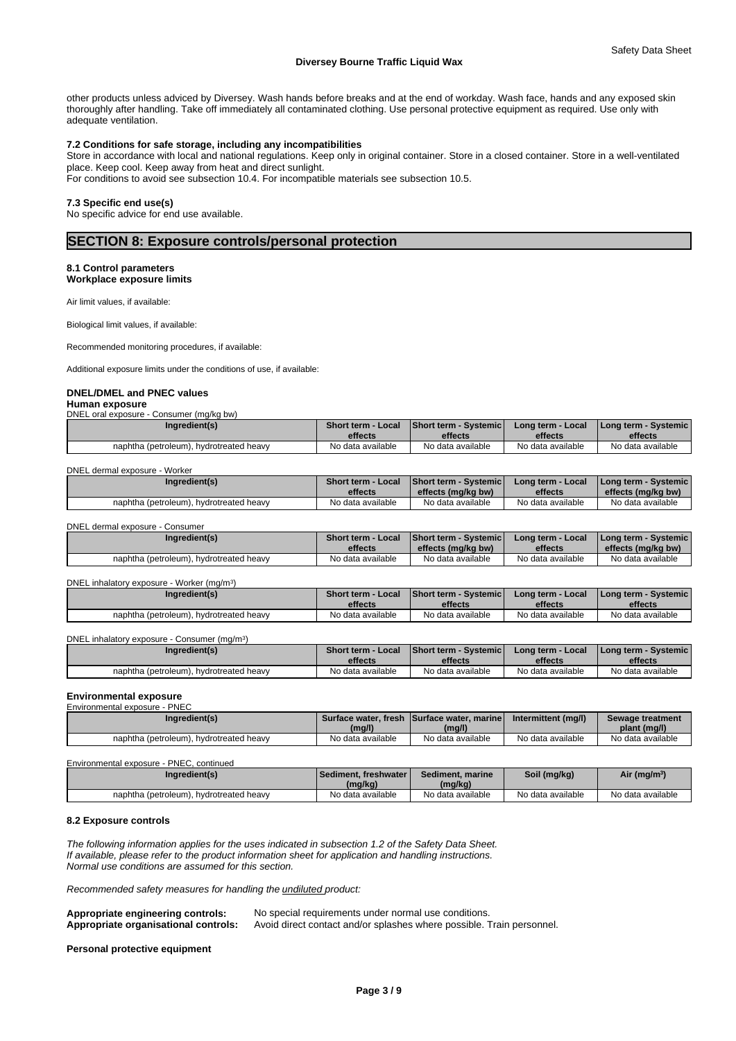other products unless adviced by Diversey. Wash hands before breaks and at the end of workday. Wash face, hands and any exposed skin thoroughly after handling. Take off immediately all contaminated clothing. Use personal protective equipment as required. Use only with adequate ventilation.

### 7.2 Conditions for safe storage, including any incompatibilities

Store in accordance with local and national regulations. Keep only in original container. Store in a closed container. Store in a well-ventilated place. Keep cool. Keep away from heat and direct sunlight.
For conditions to avoid see subsection 10.4. For incompatible materials see subsection 10.5.

### 7.3 Specific end use(s)

No specific advice for end use available.

## SECTION 8: Exposure controls/personal protection

### 8.1 Control parameters

**Workplace exposure limits**

Air limit values, if available:

Biological limit values, if available:

Recommended monitoring procedures, if available:

Additional exposure limits under the conditions of use, if available:

**DNEL/DMEL and PNEC values**

**Human exposure**

DNEL oral exposure - Consumer (mg/kg bw)

| Ingredient(s) | Short term - Local effects | Short term - Systemic effects | Long term - Local effects | Long term - Systemic effects |
|---|---|---|---|---|
| naphtha (petroleum), hydrotreated heavy | No data available | No data available | No data available | No data available |

DNEL dermal exposure - Worker

| Ingredient(s) | Short term - Local effects | Short term - Systemic effects (mg/kg bw) | Long term - Local effects | Long term - Systemic effects (mg/kg bw) |
|---|---|---|---|---|
| naphtha (petroleum), hydrotreated heavy | No data available | No data available | No data available | No data available |

DNEL dermal exposure - Consumer

| Ingredient(s) | Short term - Local effects | Short term - Systemic effects (mg/kg bw) | Long term - Local effects | Long term - Systemic effects (mg/kg bw) |
|---|---|---|---|---|
| naphtha (petroleum), hydrotreated heavy | No data available | No data available | No data available | No data available |

DNEL inhalatory exposure - Worker ($mg/m^3$)

| Ingredient(s) | Short term - Local effects | Short term - Systemic effects | Long term - Local effects | Long term - Systemic effects |
|---|---|---|---|---|
| naphtha (petroleum), hydrotreated heavy | No data available | No data available | No data available | No data available |

DNEL inhalatory exposure - Consumer ($mg/m^3$)

| Ingredient(s) | Short term - Local effects | Short term - Systemic effects | Long term - Local effects | Long term - Systemic effects |
|---|---|---|---|---|
| naphtha (petroleum), hydrotreated heavy | No data available | No data available | No data available | No data available |

**Environmental exposure**

Environmental exposure - PNEC

| Ingredient(s) | Surface water, fresh (mg/l) | Surface water, marine (mg/l) | Intermittent (mg/l) | Sewage treatment plant (mg/l) |
|---|---|---|---|---|
| naphtha (petroleum), hydrotreated heavy | No data available | No data available | No data available | No data available |

Environmental exposure - PNEC, continued

| Ingredient(s) | Sediment, freshwater (mg/kg) | Sediment, marine (mg/kg) | Soil (mg/kg) | Air ($mg/m^3$) |
|---|---|---|---|---|
| naphtha (petroleum), hydrotreated heavy | No data available | No data available | No data available | No data available |

### 8.2 Exposure controls

*The following information applies for the uses indicated in subsection 1.2 of the Safety Data Sheet.*
*If available, please refer to the product information sheet for application and handling instructions.*
*Normal use conditions are assumed for this section.*

*Recommended safety measures for handling the undiluted product:*

**Appropriate engineering controls:** No special requirements under normal use conditions.
**Appropriate organisational controls:** Avoid direct contact and/or splashes where possible. Train personnel.

**Personal protective equipment**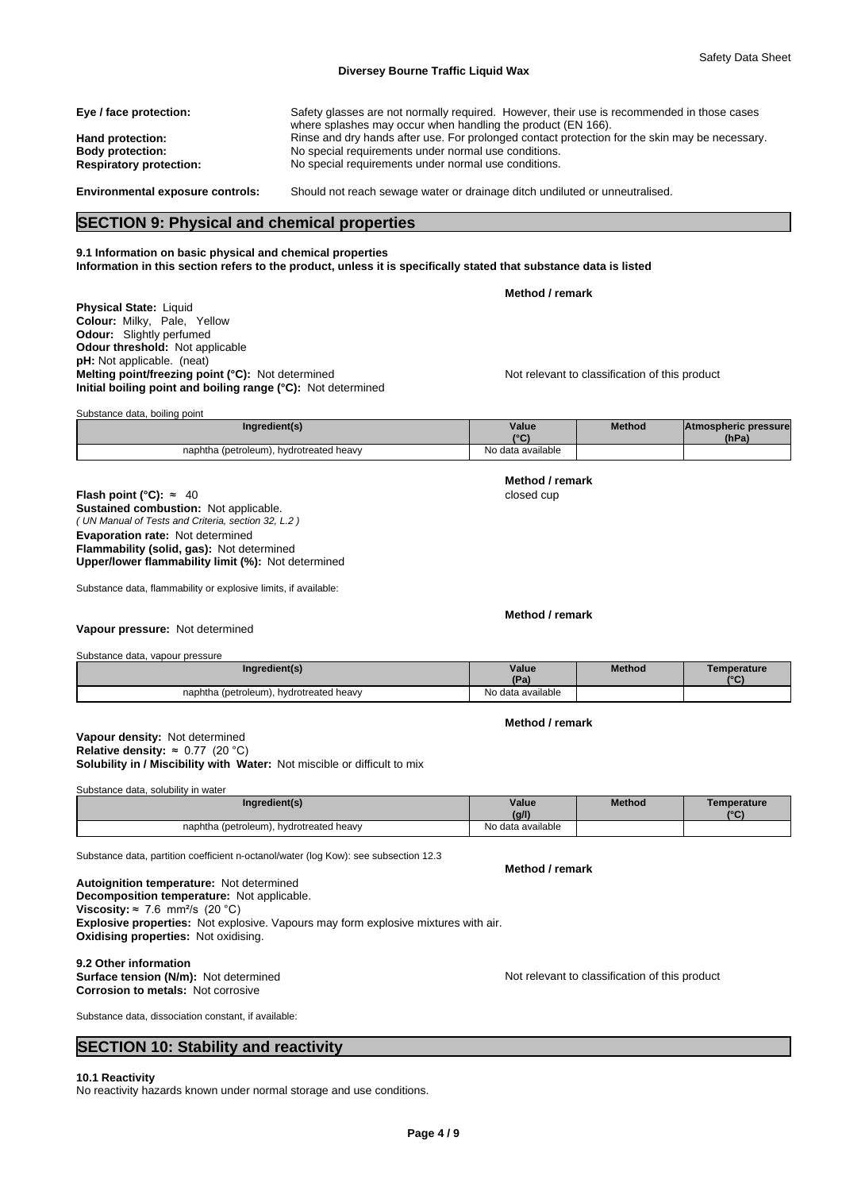**Eye / face protection:** Safety glasses are not normally required. However, their use is recommended in those cases where splashes may occur when handling the product (EN 166).

**Hand protection:** Rinse and dry hands after use. For prolonged contact protection for the skin may be necessary.

**Body protection:** No special requirements under normal use conditions.

**Respiratory protection:** No special requirements under normal use conditions.

**Environmental exposure controls:** Should not reach sewage water or drainage ditch undiluted or unneutralised.

## SECTION 9: Physical and chemical properties

**9.1 Information on basic physical and chemical properties**
**Information in this section refers to the product, unless it is specifically stated that substance data is listed**

**Method / remark**

**Physical State:** Liquid
**Colour:** Milky, Pale, Yellow
**Odour:** Slightly perfumed
**Odour threshold:** Not applicable
**pH:** Not applicable. (neat)
**Melting point/freezing point (°C):** Not determined — Not relevant to classification of this product
**Initial boiling point and boiling range (°C):** Not determined

Substance data, boiling point

| Ingredient(s) | Value (°C) | Method | Atmospheric pressure (hPa) |
|---|---|---|---|
| naphtha (petroleum), hydrotreated heavy | No data available | | |

**Method / remark**

**Flash point (°C):** ≈ 40 — closed cup
**Sustained combustion:** Not applicable.
*( UN Manual of Tests and Criteria, section 32, L.2 )*
**Evaporation rate:** Not determined
**Flammability (solid, gas):** Not determined
**Upper/lower flammability limit (%):** Not determined

Substance data, flammability or explosive limits, if available:

**Method / remark**

**Vapour pressure:** Not determined

Substance data, vapour pressure

| Ingredient(s) | Value (Pa) | Method | Temperature (°C) |
|---|---|---|---|
| naphtha (petroleum), hydrotreated heavy | No data available | | |

**Method / remark**

**Vapour density:** Not determined
**Relative density:** ≈ 0.77 (20 °C)
**Solubility in / Miscibility with Water:** Not miscible or difficult to mix

Substance data, solubility in water

| Ingredient(s) | Value (g/l) | Method | Temperature (°C) |
|---|---|---|---|
| naphtha (petroleum), hydrotreated heavy | No data available | | |

Substance data, partition coefficient n-octanol/water (log Kow): see subsection 12.3

**Method / remark**

**Autoignition temperature:** Not determined
**Decomposition temperature:** Not applicable.
**Viscosity:** ≈ 7.6 mm²/s (20 °C)
**Explosive properties:** Not explosive. Vapours may form explosive mixtures with air.
**Oxidising properties:** Not oxidising.

**9.2 Other information**
**Surface tension (N/m):** Not determined — Not relevant to classification of this product
**Corrosion to metals:** Not corrosive

Substance data, dissociation constant, if available:

## SECTION 10: Stability and reactivity

**10.1 Reactivity**
No reactivity hazards known under normal storage and use conditions.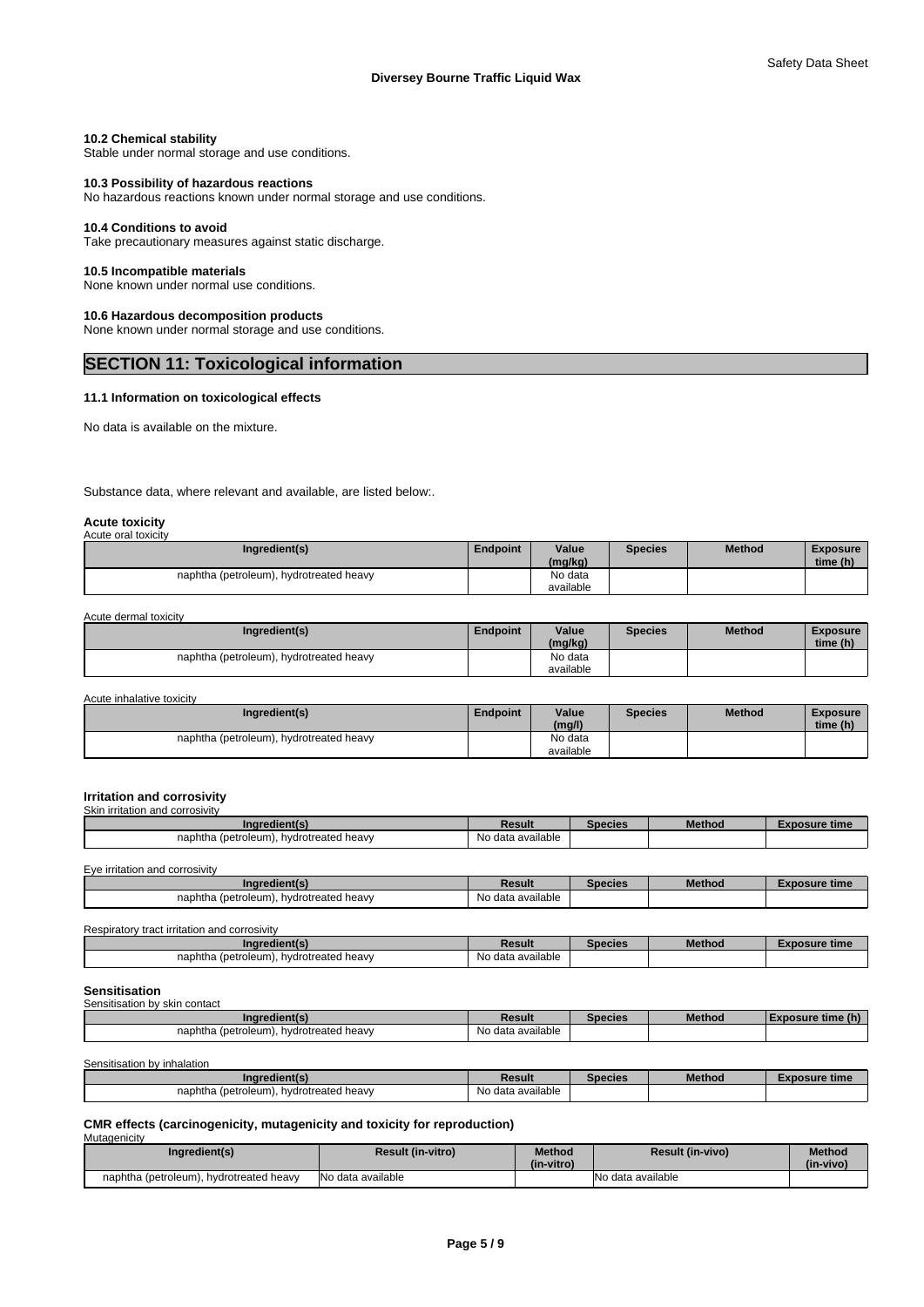#### 10.2 Chemical stability

Stable under normal storage and use conditions.

#### 10.3 Possibility of hazardous reactions

No hazardous reactions known under normal storage and use conditions.

#### 10.4 Conditions to avoid

Take precautionary measures against static discharge.

#### 10.5 Incompatible materials

None known under normal use conditions.

#### 10.6 Hazardous decomposition products

None known under normal storage and use conditions.

## SECTION 11: Toxicological information

#### 11.1 Information on toxicological effects

No data is available on the mixture.

Substance data, where relevant and available, are listed below:.

**Acute toxicity**

Acute oral toxicity

| Ingredient(s) | Endpoint | Value (mg/kg) | Species | Method | Exposure time (h) |
|---|---|---|---|---|---|
| naphtha (petroleum), hydrotreated heavy | | No data available | | | |

Acute dermal toxicity

| Ingredient(s) | Endpoint | Value (mg/kg) | Species | Method | Exposure time (h) |
|---|---|---|---|---|---|
| naphtha (petroleum), hydrotreated heavy | | No data available | | | |

Acute inhalative toxicity

| Ingredient(s) | Endpoint | Value (mg/l) | Species | Method | Exposure time (h) |
|---|---|---|---|---|---|
| naphtha (petroleum), hydrotreated heavy | | No data available | | | |

**Irritation and corrosivity**

Skin irritation and corrosivity

| Ingredient(s) | Result | Species | Method | Exposure time |
|---|---|---|---|---|
| naphtha (petroleum), hydrotreated heavy | No data available | | | |

Eye irritation and corrosivity

| Ingredient(s) | Result | Species | Method | Exposure time |
|---|---|---|---|---|
| naphtha (petroleum), hydrotreated heavy | No data available | | | |

Respiratory tract irritation and corrosivity

| Ingredient(s) | Result | Species | Method | Exposure time |
|---|---|---|---|---|
| naphtha (petroleum), hydrotreated heavy | No data available | | | |

**Sensitisation**

Sensitisation by skin contact

| Ingredient(s) | Result | Species | Method | Exposure time (h) |
|---|---|---|---|---|
| naphtha (petroleum), hydrotreated heavy | No data available | | | |

Sensitisation by inhalation

| Ingredient(s) | Result | Species | Method | Exposure time |
|---|---|---|---|---|
| naphtha (petroleum), hydrotreated heavy | No data available | | | |

**CMR effects (carcinogenicity, mutagenicity and toxicity for reproduction)**

Mutagenicity

| Ingredient(s) | Result (in-vitro) | Method (in-vitro) | Result (in-vivo) | Method (in-vivo) |
|---|---|---|---|---|
| naphtha (petroleum), hydrotreated heavy | No data available | | No data available | |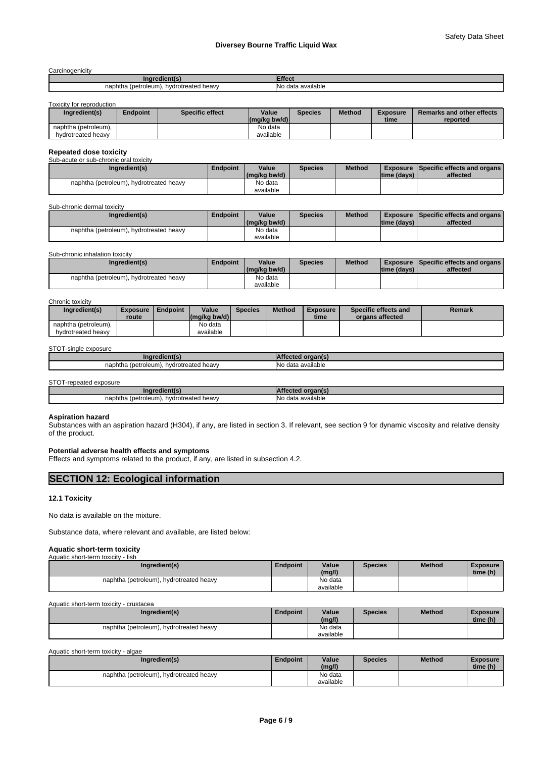Carcinogenicity

| Ingredient(s) | Effect |
|---|---|
| naphtha (petroleum), hydrotreated heavy | No data available |

Toxicity for reproduction

| Ingredient(s) | Endpoint | Specific effect | Value (mg/kg bw/d) | Species | Method | Exposure time | Remarks and other effects reported |
|---|---|---|---|---|---|---|---|
| naphtha (petroleum), hydrotreated heavy | | | No data available | | | | |

**Repeated dose toxicity**

Sub-acute or sub-chronic oral toxicity

| Ingredient(s) | Endpoint | Value (mg/kg bw/d) | Species | Method | Exposure time (days) | Specific effects and organs affected |
|---|---|---|---|---|---|---|
| naphtha (petroleum), hydrotreated heavy | | No data available | | | | |

Sub-chronic dermal toxicity

| Ingredient(s) | Endpoint | Value (mg/kg bw/d) | Species | Method | Exposure time (days) | Specific effects and organs affected |
|---|---|---|---|---|---|---|
| naphtha (petroleum), hydrotreated heavy | | No data available | | | | |

Sub-chronic inhalation toxicity

| Ingredient(s) | Endpoint | Value (mg/kg bw/d) | Species | Method | Exposure time (days) | Specific effects and organs affected |
|---|---|---|---|---|---|---|
| naphtha (petroleum), hydrotreated heavy | | No data available | | | | |

Chronic toxicity

| Ingredient(s) | Exposure route | Endpoint | Value (mg/kg bw/d) | Species | Method | Exposure time | Specific effects and organs affected | Remark |
|---|---|---|---|---|---|---|---|---|
| naphtha (petroleum), hydrotreated heavy | | | No data available | | | | | |

STOT-single exposure

| Ingredient(s) | Affected organ(s) |
|---|---|
| naphtha (petroleum), hydrotreated heavy | No data available |

STOT-repeated exposure

| Ingredient(s) | Affected organ(s) |
|---|---|
| naphtha (petroleum), hydrotreated heavy | No data available |

**Aspiration hazard**

Substances with an aspiration hazard (H304), if any, are listed in section 3. If relevant, see section 9 for dynamic viscosity and relative density of the product.

**Potential adverse health effects and symptoms**

Effects and symptoms related to the product, if any, are listed in subsection 4.2.

## SECTION 12: Ecological information

### 12.1 Toxicity

No data is available on the mixture.

Substance data, where relevant and available, are listed below:

**Aquatic short-term toxicity**

Aquatic short-term toxicity - fish

| Ingredient(s) | Endpoint | Value (mg/l) | Species | Method | Exposure time (h) |
|---|---|---|---|---|---|
| naphtha (petroleum), hydrotreated heavy | | No data available | | | |

Aquatic short-term toxicity - crustacea

| Ingredient(s) | Endpoint | Value (mg/l) | Species | Method | Exposure time (h) |
|---|---|---|---|---|---|
| naphtha (petroleum), hydrotreated heavy | | No data available | | | |

Aquatic short-term toxicity - algae

| Ingredient(s) | Endpoint | Value (mg/l) | Species | Method | Exposure time (h) |
|---|---|---|---|---|---|
| naphtha (petroleum), hydrotreated heavy | | No data available | | | |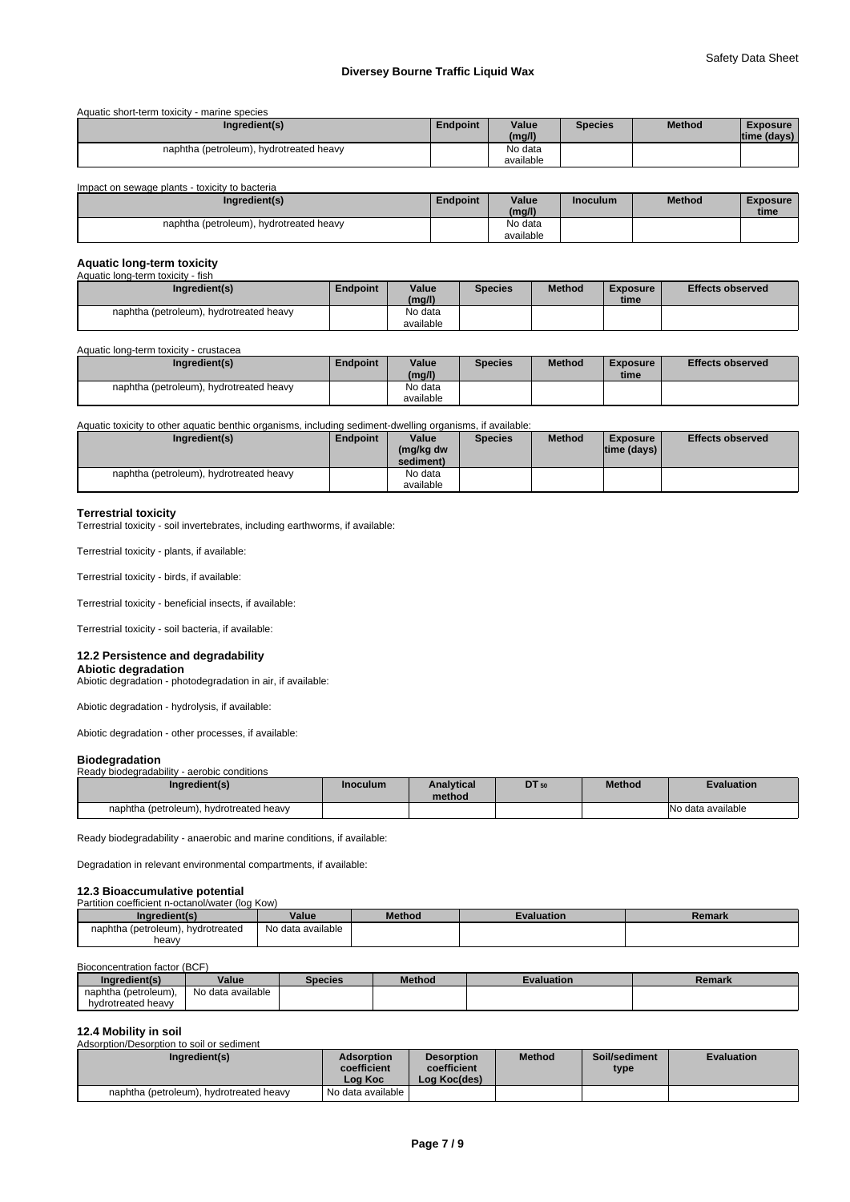Aquatic short-term toxicity - marine species

| Ingredient(s) | Endpoint | Value (mg/l) | Species | Method | Exposure time (days) |
|---|---|---|---|---|---|
| naphtha (petroleum), hydrotreated heavy | | No data available | | | |

Impact on sewage plants - toxicity to bacteria

| Ingredient(s) | Endpoint | Value (mg/l) | Inoculum | Method | Exposure time |
|---|---|---|---|---|---|
| naphtha (petroleum), hydrotreated heavy | | No data available | | | |

### Aquatic long-term toxicity

Aquatic long-term toxicity - fish

| Ingredient(s) | Endpoint | Value (mg/l) | Species | Method | Exposure time | Effects observed |
|---|---|---|---|---|---|---|
| naphtha (petroleum), hydrotreated heavy | | No data available | | | | |

Aquatic long-term toxicity - crustacea

| Ingredient(s) | Endpoint | Value (mg/l) | Species | Method | Exposure time | Effects observed |
|---|---|---|---|---|---|---|
| naphtha (petroleum), hydrotreated heavy | | No data available | | | | |

Aquatic toxicity to other aquatic benthic organisms, including sediment-dwelling organisms, if available:

| Ingredient(s) | Endpoint | Value (mg/kg dw sediment) | Species | Method | Exposure time (days) | Effects observed |
|---|---|---|---|---|---|---|
| naphtha (petroleum), hydrotreated heavy | | No data available | | | | |

### Terrestrial toxicity

Terrestrial toxicity - soil invertebrates, including earthworms, if available:

Terrestrial toxicity - plants, if available:

Terrestrial toxicity - birds, if available:

Terrestrial toxicity - beneficial insects, if available:

Terrestrial toxicity - soil bacteria, if available:

## 12.2 Persistence and degradability

### Abiotic degradation

Abiotic degradation - photodegradation in air, if available:

Abiotic degradation - hydrolysis, if available:

Abiotic degradation - other processes, if available:

### Biodegradation

Ready biodegradability - aerobic conditions

| Ingredient(s) | Inoculum | Analytical method | $DT_{50}$ | Method | Evaluation |
|---|---|---|---|---|---|
| naphtha (petroleum), hydrotreated heavy | | | | | No data available |

Ready biodegradability - anaerobic and marine conditions, if available:

Degradation in relevant environmental compartments, if available:

## 12.3 Bioaccumulative potential

Partition coefficient n-octanol/water (log Kow)

| Ingredient(s) | Value | Method | Evaluation | Remark |
|---|---|---|---|---|
| naphtha (petroleum), hydrotreated heavy | No data available | | | |

Bioconcentration factor (BCF)

| Ingredient(s) | Value | Species | Method | Evaluation | Remark |
|---|---|---|---|---|---|
| naphtha (petroleum), hydrotreated heavy | No data available | | | | |

## 12.4 Mobility in soil

Adsorption/Desorption to soil or sediment

| Ingredient(s) | Adsorption coefficient Log Koc | Desorption coefficient Log Koc(des) | Method | Soil/sediment type | Evaluation |
|---|---|---|---|---|---|
| naphtha (petroleum), hydrotreated heavy | No data available | | | | |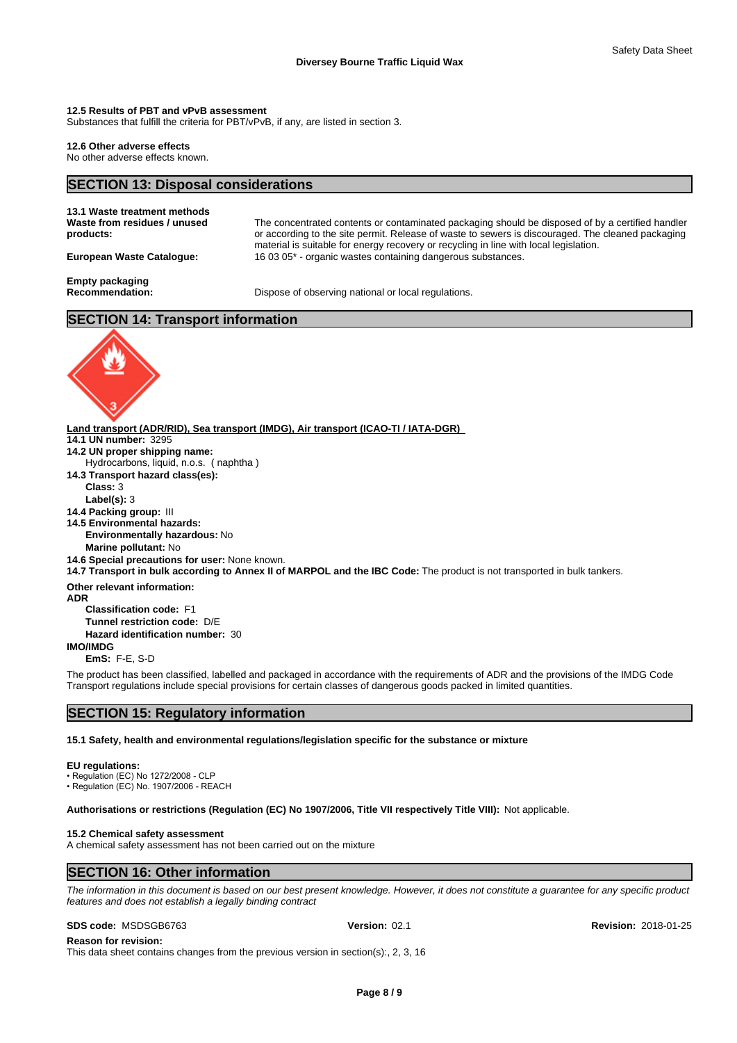**12.5 Results of PBT and vPvB assessment**
Substances that fulfill the criteria for PBT/vPvB, if any, are listed in section 3.

**12.6 Other adverse effects**
No other adverse effects known.

## SECTION 13: Disposal considerations

**13.1 Waste treatment methods**

**Waste from residues / unused products:** The concentrated contents or contaminated packaging should be disposed of by a certified handler or according to the site permit. Release of waste to sewers is discouraged. The cleaned packaging material is suitable for energy recovery or recycling in line with local legislation.

**European Waste Catalogue:** 16 03 05* - organic wastes containing dangerous substances.

**Empty packaging**
**Recommendation:** Dispose of observing national or local regulations.

## SECTION 14: Transport information

**Land transport (ADR/RID), Sea transport (IMDG), Air transport (ICAO-TI / IATA-DGR)**

**14.1 UN number:** 3295
**14.2 UN proper shipping name:**
Hydrocarbons, liquid, n.o.s. ( naphtha )
**14.3 Transport hazard class(es):**
**Class:** 3
**Label(s):** 3
**14.4 Packing group:** III
**14.5 Environmental hazards:**
**Environmentally hazardous:** No
**Marine pollutant:** No
**14.6 Special precautions for user:** None known.
**14.7 Transport in bulk according to Annex II of MARPOL and the IBC Code:** The product is not transported in bulk tankers.

**Other relevant information:**
**ADR**
**Classification code:** F1
**Tunnel restriction code:** D/E
**Hazard identification number:** 30
**IMO/IMDG**
**EmS:** F-E, S-D

The product has been classified, labelled and packaged in accordance with the requirements of ADR and the provisions of the IMDG Code
Transport regulations include special provisions for certain classes of dangerous goods packed in limited quantities.

## SECTION 15: Regulatory information

**15.1 Safety, health and environmental regulations/legislation specific for the substance or mixture**

**EU regulations:**
• Regulation (EC) No 1272/2008 - CLP
• Regulation (EC) No. 1907/2006 - REACH

**Authorisations or restrictions (Regulation (EC) No 1907/2006, Title VII respectively Title VIII):** Not applicable.

**15.2 Chemical safety assessment**
A chemical safety assessment has not been carried out on the mixture

## SECTION 16: Other information

*The information in this document is based on our best present knowledge. However, it does not constitute a guarantee for any specific product features and does not establish a legally binding contract*

**SDS code:** MSDSGB6763 **Version:** 02.1 **Revision:** 2018-01-25

**Reason for revision:**
This data sheet contains changes from the previous version in section(s):, 2, 3, 16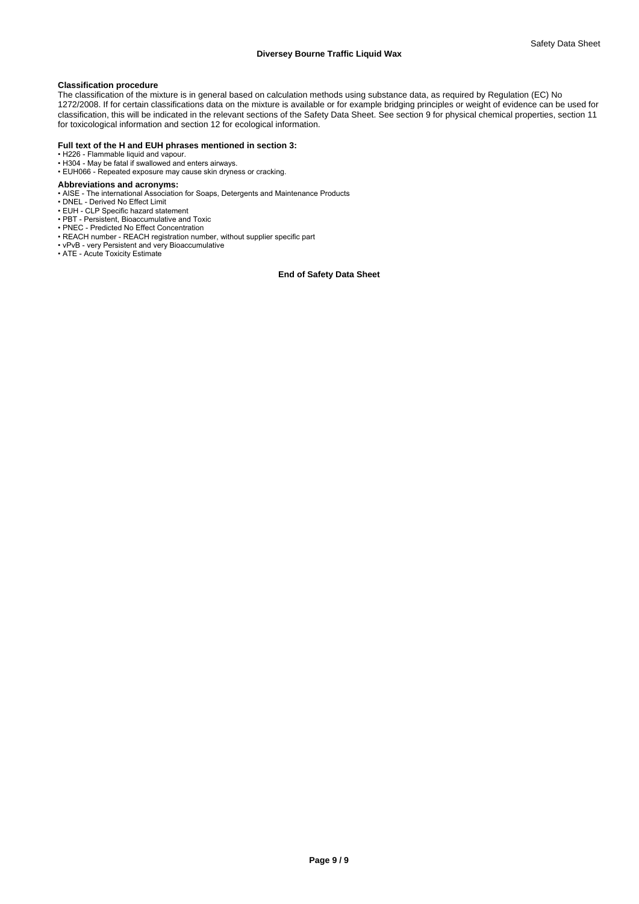### Classification procedure

The classification of the mixture is in general based on calculation methods using substance data, as required by Regulation (EC) No 1272/2008. If for certain classifications data on the mixture is available or for example bridging principles or weight of evidence can be used for classification, this will be indicated in the relevant sections of the Safety Data Sheet. See section 9 for physical chemical properties, section 11 for toxicological information and section 12 for ecological information.

### Full text of the H and EUH phrases mentioned in section 3:

- H226 - Flammable liquid and vapour.
- H304 - May be fatal if swallowed and enters airways.
- EUH066 - Repeated exposure may cause skin dryness or cracking.

### Abbreviations and acronyms:

- AISE - The international Association for Soaps, Detergents and Maintenance Products
- DNEL - Derived No Effect Limit
- EUH - CLP Specific hazard statement
- PBT - Persistent, Bioaccumulative and Toxic
- PNEC - Predicted No Effect Concentration
- REACH number - REACH registration number, without supplier specific part
- vPvB - very Persistent and very Bioaccumulative
- ATE - Acute Toxicity Estimate

**End of Safety Data Sheet**